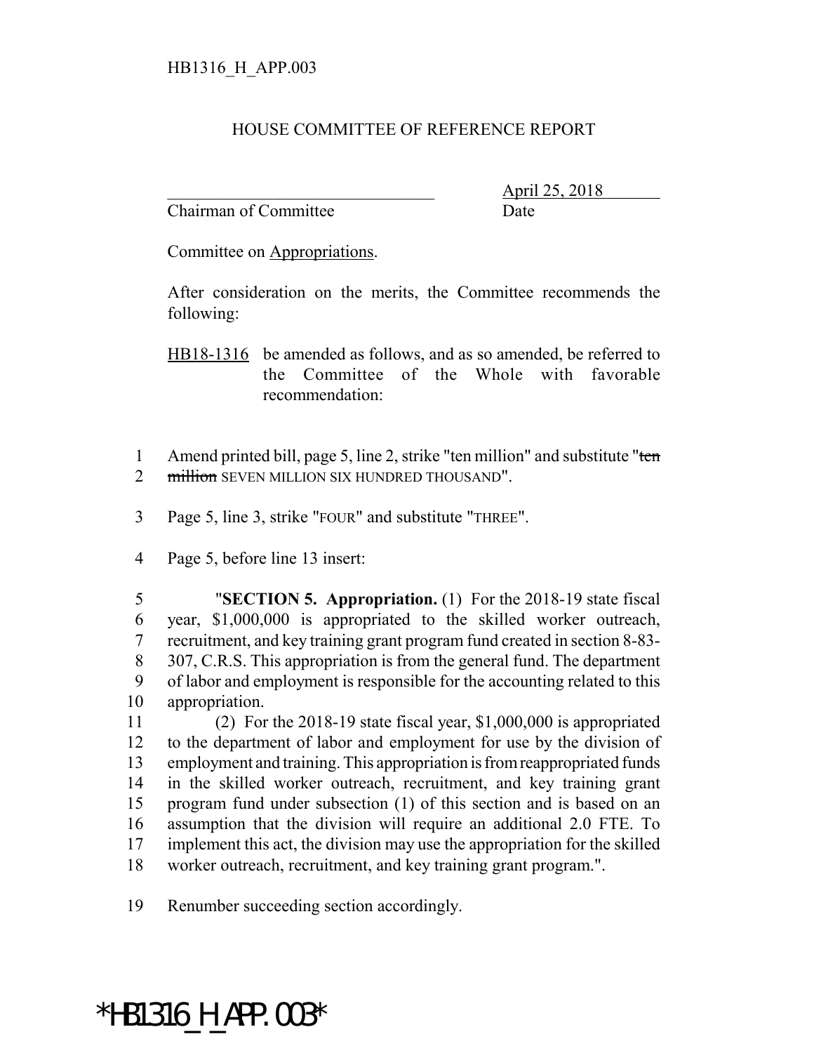HB1316_H_APP.003

# HOUSE COMMITTEE OF REFERENCE REPORT

_______________________________ April 25, 2018
Chairman of Committee Date

Committee on Appropriations.

After consideration on the merits, the Committee recommends the following:

HB18-1316 be amended as follows, and as so amended, be referred to the Committee of the Whole with favorable recommendation:

1 Amend printed bill, page 5, line 2, strike "ten million" and substitute "~~ten~~
2 ~~million~~ SEVEN MILLION SIX HUNDRED THOUSAND".

3 Page 5, line 3, strike "FOUR" and substitute "THREE".

4 Page 5, before line 13 insert:

5 "**SECTION 5. Appropriation.** (1) For the 2018-19 state fiscal
6 year, $1,000,000 is appropriated to the skilled worker outreach,
7 recruitment, and key training grant program fund created in section 8-83-
8 307, C.R.S. This appropriation is from the general fund. The department
9 of labor and employment is responsible for the accounting related to this
10 appropriation.
11 (2) For the 2018-19 state fiscal year, $1,000,000 is appropriated
12 to the department of labor and employment for use by the division of
13 employment and training. This appropriation is from reappropriated funds
14 in the skilled worker outreach, recruitment, and key training grant
15 program fund under subsection (1) of this section and is based on an
16 assumption that the division will require an additional 2.0 FTE. To
17 implement this act, the division may use the appropriation for the skilled
18 worker outreach, recruitment, and key training grant program.".

19 Renumber succeeding section accordingly.

*HB1316_H_APP.003*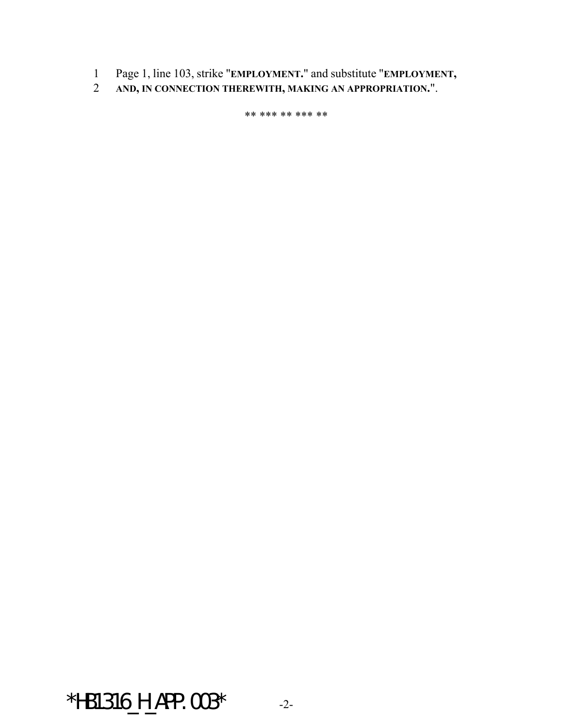1 Page 1, line 103, strike "**EMPLOYMENT.**" and substitute "**EMPLOYMENT,**
2 **AND, IN CONNECTION THEREWITH, MAKING AN APPROPRIATION.**".

** *** ** *** **

*HB1316_H_APP.003*